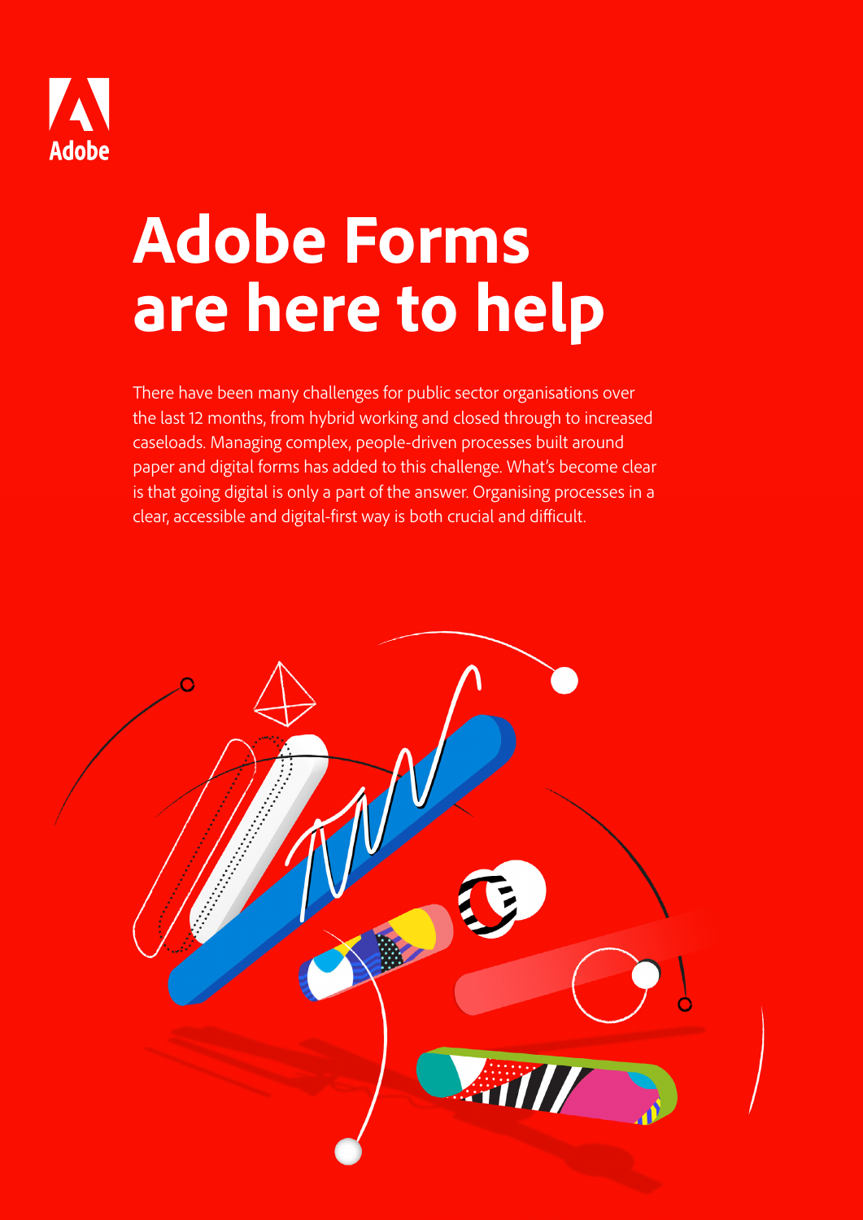Adobe

# Adobe Forms are here to help

There have been many challenges for public sector organisations over the last 12 months, from hybrid working and closed through to increased caseloads. Managing complex, people-driven processes built around paper and digital forms has added to this challenge. What's become clear is that going digital is only a part of the answer. Organising processes in a clear, accessible and digital-first way is both crucial and difficult.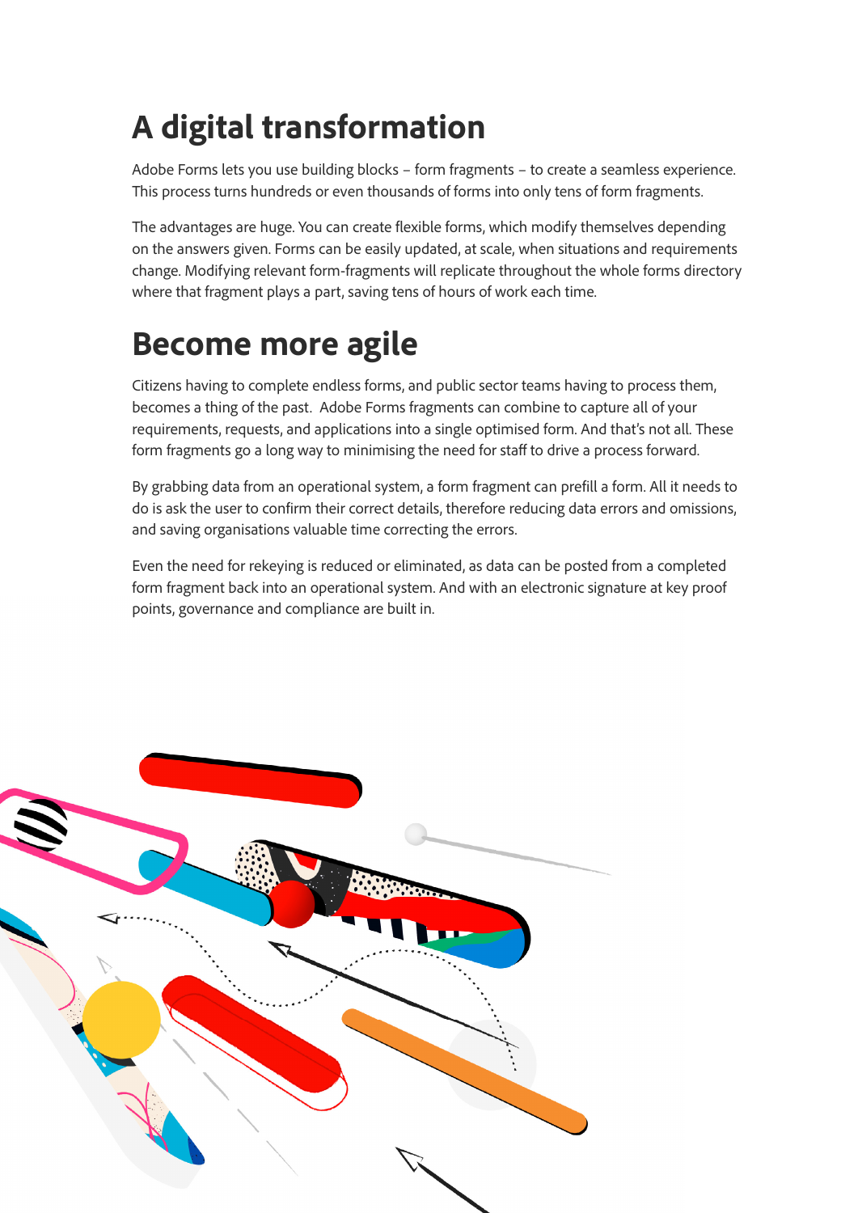# A digital transformation

Adobe Forms lets you use building blocks – form fragments – to create a seamless experience. This process turns hundreds or even thousands of forms into only tens of form fragments.

The advantages are huge. You can create flexible forms, which modify themselves depending on the answers given. Forms can be easily updated, at scale, when situations and requirements change. Modifying relevant form-fragments will replicate throughout the whole forms directory where that fragment plays a part, saving tens of hours of work each time.

# Become more agile

Citizens having to complete endless forms, and public sector teams having to process them, becomes a thing of the past. Adobe Forms fragments can combine to capture all of your requirements, requests, and applications into a single optimised form. And that's not all. These form fragments go a long way to minimising the need for staff to drive a process forward.

By grabbing data from an operational system, a form fragment can prefill a form. All it needs to do is ask the user to confirm their correct details, therefore reducing data errors and omissions, and saving organisations valuable time correcting the errors.

Even the need for rekeying is reduced or eliminated, as data can be posted from a completed form fragment back into an operational system. And with an electronic signature at key proof points, governance and compliance are built in.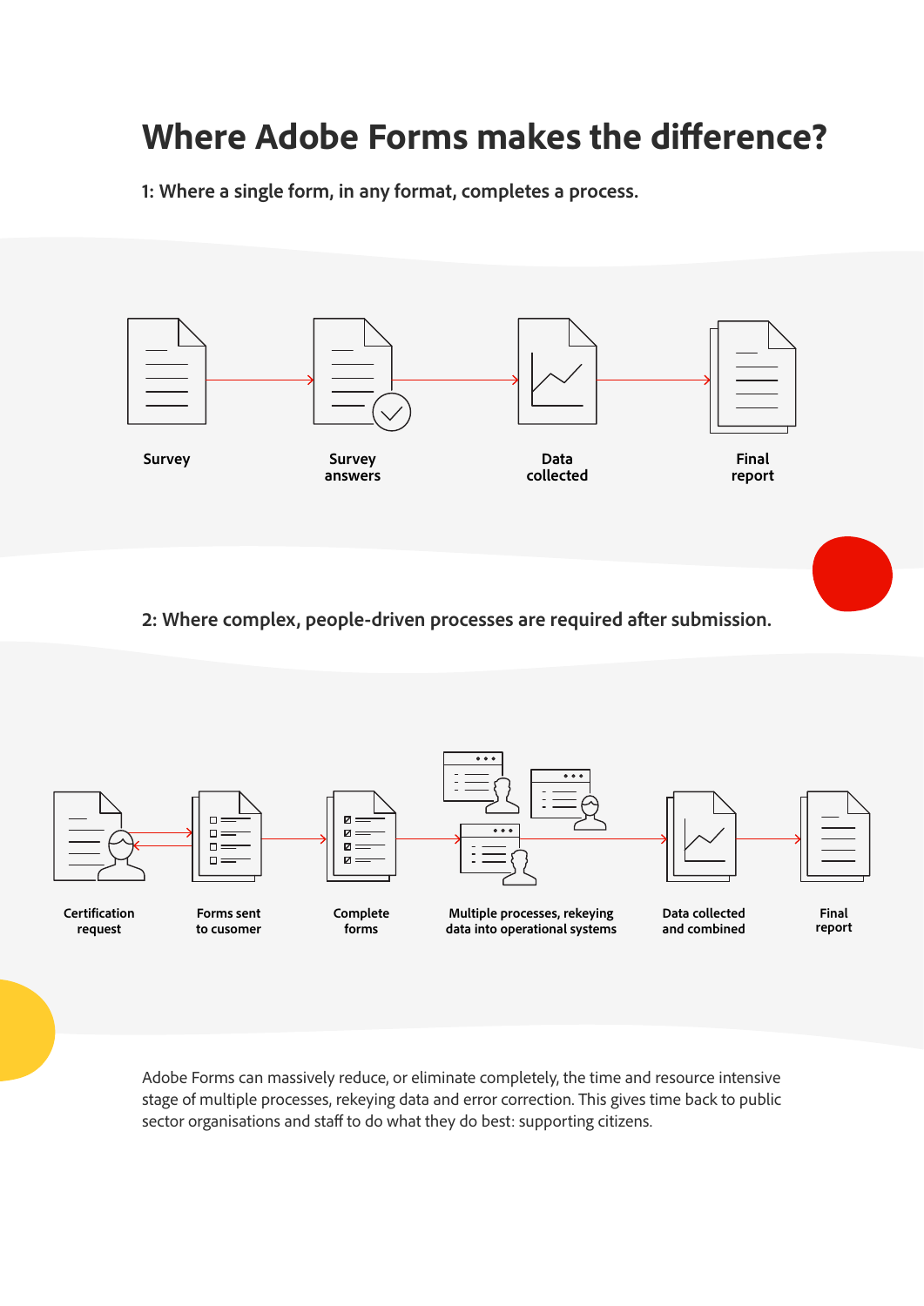# Where Adobe Forms makes the difference?

**1: Where a single form, in any format, completes a process.**

Survey → Survey answers → Data collected → Final report

**2: Where complex, people-driven processes are required after submission.**

Certification request → Forms sent to cusomer → Complete forms → Multiple processes, rekeying data into operational systems → Data collected and combined → Final report

Adobe Forms can massively reduce, or eliminate completely, the time and resource intensive stage of multiple processes, rekeying data and error correction. This gives time back to public sector organisations and staff to do what they do best: supporting citizens.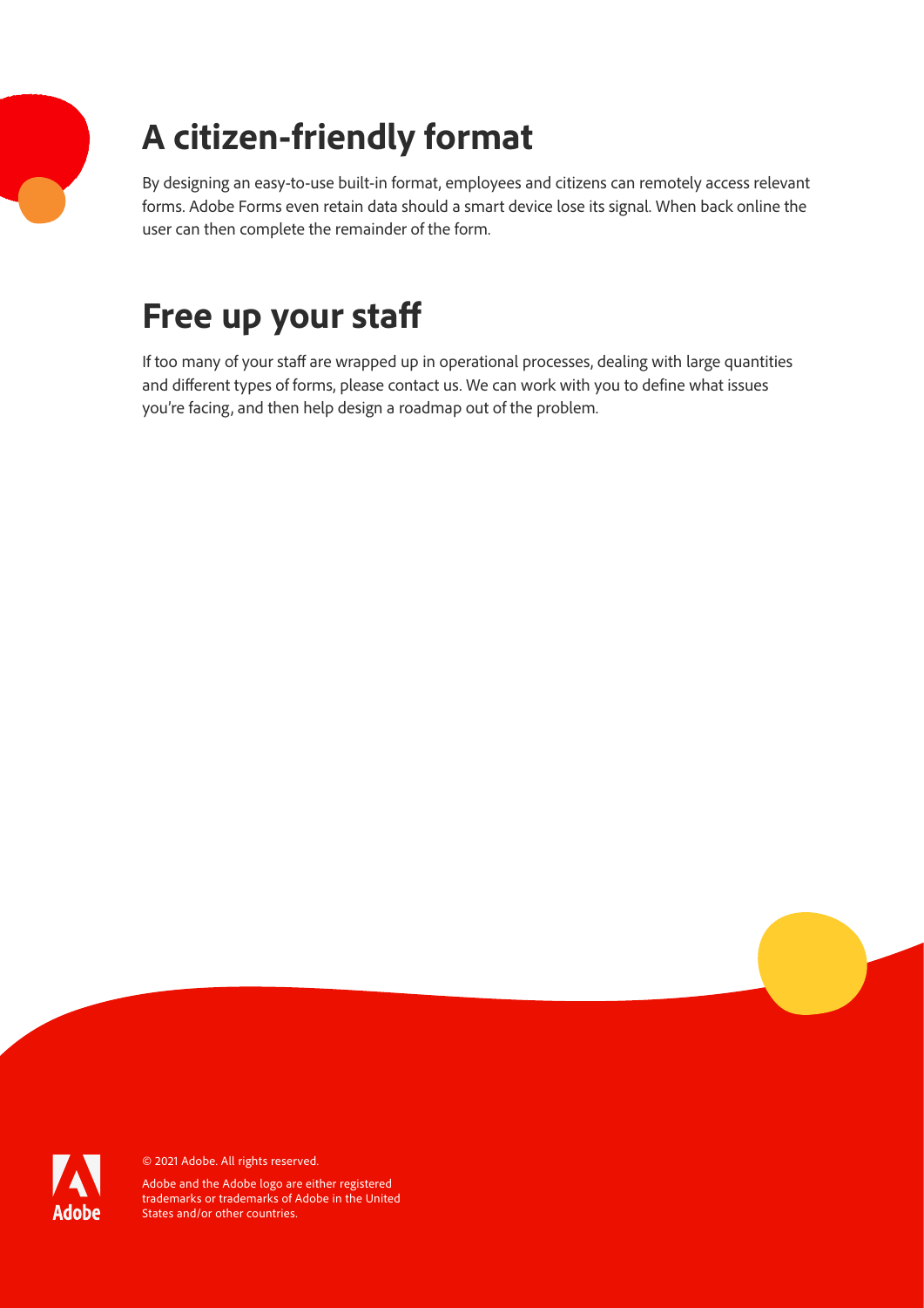## A citizen-friendly format

By designing an easy-to-use built-in format, employees and citizens can remotely access relevant forms. Adobe Forms even retain data should a smart device lose its signal. When back online the user can then complete the remainder of the form.

## Free up your staff

If too many of your staff are wrapped up in operational processes, dealing with large quantities and different types of forms, please contact us. We can work with you to define what issues you're facing, and then help design a roadmap out of the problem.

Adobe

© 2021 Adobe. All rights reserved.

Adobe and the Adobe logo are either registered trademarks or trademarks of Adobe in the United States and/or other countries.